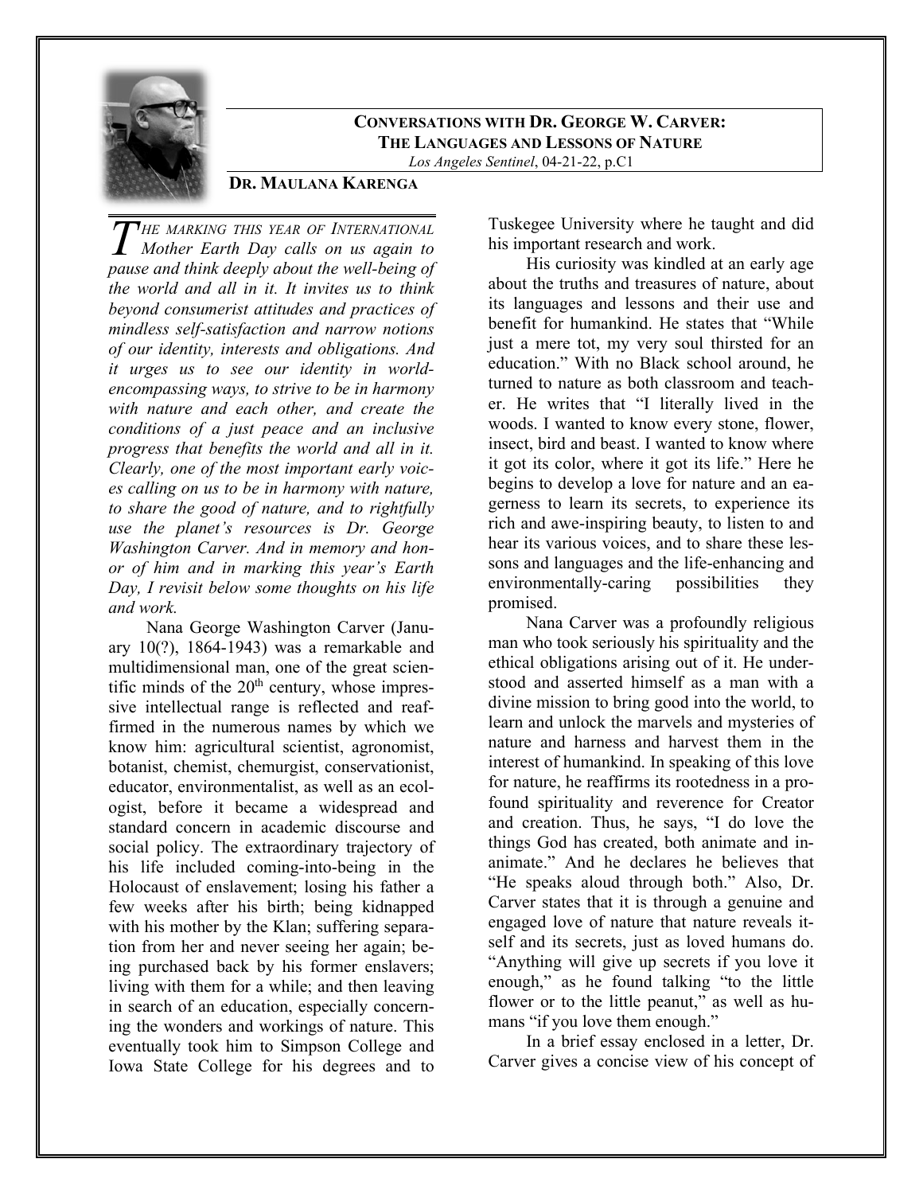# Conversations with Dr. George W. Carver: The Languages and Lessons of Nature

*Los Angeles Sentinel*, 04-21-22, p.C1

**Dr. Maulana Karenga**

*The marking this year of International Mother Earth Day calls on us again to pause and think deeply about the well-being of the world and all in it. It invites us to think beyond consumerist attitudes and practices of mindless self-satisfaction and narrow notions of our identity, interests and obligations. And it urges us to see our identity in world-encompassing ways, to strive to be in harmony with nature and each other, and create the conditions of a just peace and an inclusive progress that benefits the world and all in it. Clearly, one of the most important early voices calling on us to be in harmony with nature, to share the good of nature, and to rightfully use the planet's resources is Dr. George Washington Carver. And in memory and honor of him and in marking this year's Earth Day, I revisit below some thoughts on his life and work.*

Nana George Washington Carver (January 10(?), 1864-1943) was a remarkable and multidimensional man, one of the great scientific minds of the 20th century, whose impressive intellectual range is reflected and reaffirmed in the numerous names by which we know him: agricultural scientist, agronomist, botanist, chemist, chemurgist, conservationist, educator, environmentalist, as well as an ecologist, before it became a widespread and standard concern in academic discourse and social policy. The extraordinary trajectory of his life included coming-into-being in the Holocaust of enslavement; losing his father a few weeks after his birth; being kidnapped with his mother by the Klan; suffering separation from her and never seeing her again; being purchased back by his former enslavers; living with them for a while; and then leaving in search of an education, especially concerning the wonders and workings of nature. This eventually took him to Simpson College and Iowa State College for his degrees and to Tuskegee University where he taught and did his important research and work.

His curiosity was kindled at an early age about the truths and treasures of nature, about its languages and lessons and their use and benefit for humankind. He states that "While just a mere tot, my very soul thirsted for an education." With no Black school around, he turned to nature as both classroom and teacher. He writes that "I literally lived in the woods. I wanted to know every stone, flower, insect, bird and beast. I wanted to know where it got its color, where it got its life." Here he begins to develop a love for nature and an eagerness to learn its secrets, to experience its rich and awe-inspiring beauty, to listen to and hear its various voices, and to share these lessons and languages and the life-enhancing and environmentally-caring possibilities they promised.

Nana Carver was a profoundly religious man who took seriously his spirituality and the ethical obligations arising out of it. He understood and asserted himself as a man with a divine mission to bring good into the world, to learn and unlock the marvels and mysteries of nature and harness and harvest them in the interest of humankind. In speaking of this love for nature, he reaffirms its rootedness in a profound spirituality and reverence for Creator and creation. Thus, he says, "I do love the things God has created, both animate and inanimate." And he declares he believes that "He speaks aloud through both." Also, Dr. Carver states that it is through a genuine and engaged love of nature that nature reveals itself and its secrets, just as loved humans do. "Anything will give up secrets if you love it enough," as he found talking "to the little flower or to the little peanut," as well as humans "if you love them enough."

In a brief essay enclosed in a letter, Dr. Carver gives a concise view of his concept of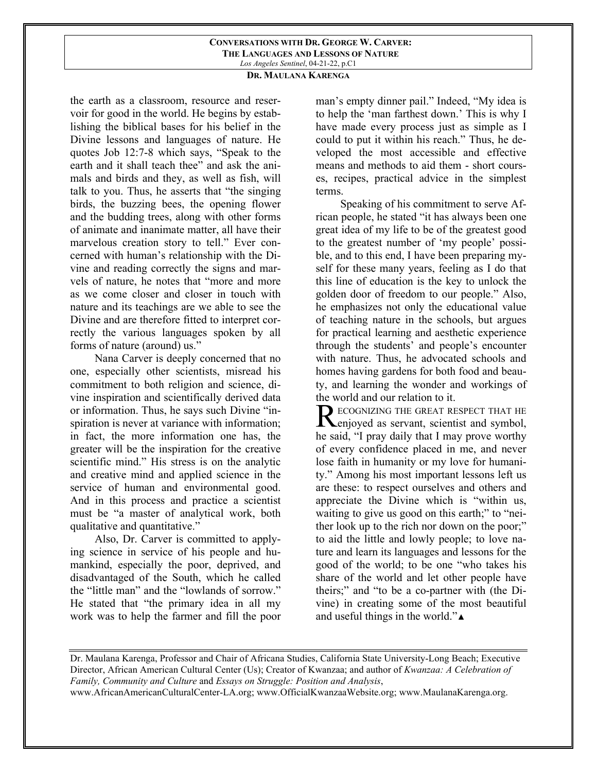the earth as a classroom, resource and reservoir for good in the world. He begins by establishing the biblical bases for his belief in the Divine lessons and languages of nature. He quotes Job 12:7-8 which says, "Speak to the earth and it shall teach thee" and ask the animals and birds and they, as well as fish, will talk to you. Thus, he asserts that "the singing birds, the buzzing bees, the opening flower and the budding trees, along with other forms of animate and inanimate matter, all have their marvelous creation story to tell." Ever concerned with human's relationship with the Divine and reading correctly the signs and marvels of nature, he notes that "more and more as we come closer and closer in touch with nature and its teachings are we able to see the Divine and are therefore fitted to interpret correctly the various languages spoken by all forms of nature (around) us."

Nana Carver is deeply concerned that no one, especially other scientists, misread his commitment to both religion and science, divine inspiration and scientifically derived data or information. Thus, he says such Divine "inspiration is never at variance with information; in fact, the more information one has, the greater will be the inspiration for the creative scientific mind." His stress is on the analytic and creative mind and applied science in the service of human and environmental good. And in this process and practice a scientist must be "a master of analytical work, both qualitative and quantitative."

Also, Dr. Carver is committed to applying science in service of his people and humankind, especially the poor, deprived, and disadvantaged of the South, which he called the "little man" and the "lowlands of sorrow." He stated that "the primary idea in all my work was to help the farmer and fill the poor man's empty dinner pail." Indeed, "My idea is to help the 'man farthest down.' This is why I have made every process just as simple as I could to put it within his reach." Thus, he developed the most accessible and effective means and methods to aid them - short courses, recipes, practical advice in the simplest terms.

Speaking of his commitment to serve African people, he stated "it has always been one great idea of my life to be of the greatest good to the greatest number of 'my people' possible, and to this end, I have been preparing myself for these many years, feeling as I do that this line of education is the key to unlock the golden door of freedom to our people." Also, he emphasizes not only the educational value of teaching nature in the schools, but argues for practical learning and aesthetic experience through the students' and people's encounter with nature. Thus, he advocated schools and homes having gardens for both food and beauty, and learning the wonder and workings of the world and our relation to it.

RECOGNIZING THE GREAT RESPECT THAT HE enjoyed as servant, scientist and symbol, he said, "I pray daily that I may prove worthy of every confidence placed in me, and never lose faith in humanity or my love for humanity." Among his most important lessons left us are these: to respect ourselves and others and appreciate the Divine which is "within us, waiting to give us good on this earth;" to "neither look up to the rich nor down on the poor;" to aid the little and lowly people; to love nature and learn its languages and lessons for the good of the world; to be one "who takes his share of the world and let other people have theirs;" and "to be a co-partner with (the Divine) in creating some of the most beautiful and useful things in the world."▲

---

Dr. Maulana Karenga, Professor and Chair of Africana Studies, California State University-Long Beach; Executive Director, African American Cultural Center (Us); Creator of Kwanzaa; and author of *Kwanzaa: A Celebration of Family, Community and Culture* and *Essays on Struggle: Position and Analysis*, www.AfricanAmericanCulturalCenter-LA.org; www.OfficialKwanzaaWebsite.org; www.MaulanaKarenga.org.